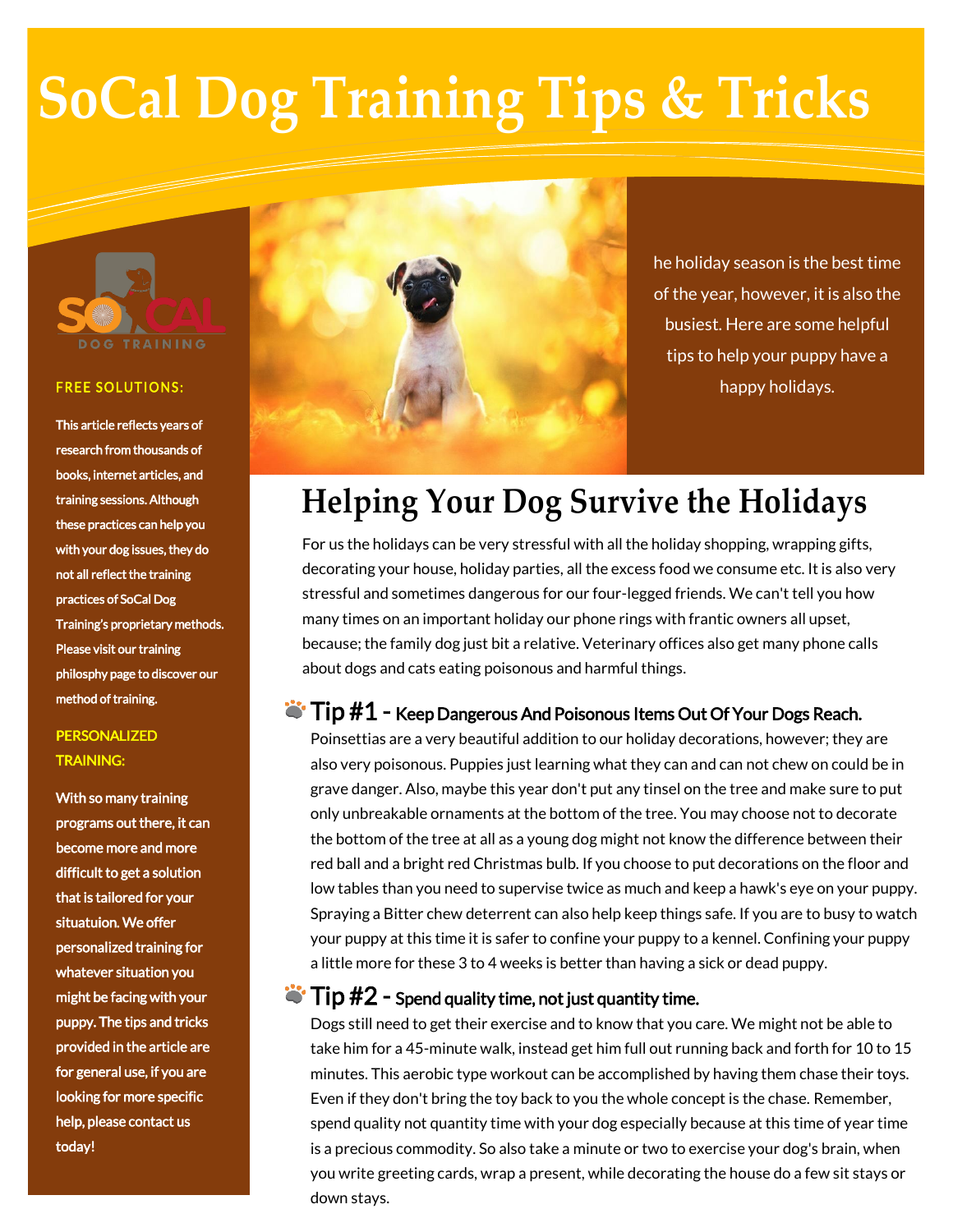# SoCal Dog Training Tips & Tricks

FREE SOLUTIONS:

This article reflects years of research from thousands of books, internet articles, and training sessions. Although these practices can help you with your dog issues, they do not all reflect the training practices of SoCal Dog Training's proprietary methods. Please visit our training philosphy page to discover our method of training.

PERSONALIZED TRAINING:

With so many training programs out there, it can become more and more difficult to get a solution that is tailored for your situatuion. We offer personalized training for whatever situation you might be facing with your puppy. The tips and tricks provided in the article are for general use, if you are looking for more specific help, please contact us today!

he holiday season is the best time of the year, however, it is also the busiest. Here are some helpful tips to help your puppy have a happy holidays.

## Helping Your Dog Survive the Holidays

For us the holidays can be very stressful with all the holiday shopping, wrapping gifts, decorating your house, holiday parties, all the excess food we consume etc. It is also very stressful and sometimes dangerous for our four-legged friends. We can't tell you how many times on an important holiday our phone rings with frantic owners all upset, because; the family dog just bit a relative. Veterinary offices also get many phone calls about dogs and cats eating poisonous and harmful things.

### Tip #1 - Keep Dangerous And Poisonous Items Out Of Your Dogs Reach.

Poinsettias are a very beautiful addition to our holiday decorations, however; they are also very poisonous. Puppies just learning what they can and can not chew on could be in grave danger. Also, maybe this year don't put any tinsel on the tree and make sure to put only unbreakable ornaments at the bottom of the tree. You may choose not to decorate the bottom of the tree at all as a young dog might not know the difference between their red ball and a bright red Christmas bulb. If you choose to put decorations on the floor and low tables than you need to supervise twice as much and keep a hawk's eye on your puppy. Spraying a Bitter chew deterrent can also help keep things safe. If you are to busy to watch your puppy at this time it is safer to confine your puppy to a kennel. Confining your puppy a little more for these 3 to 4 weeks is better than having a sick or dead puppy.

### Tip #2 - Spend quality time, not just quantity time.

Dogs still need to get their exercise and to know that you care. We might not be able to take him for a 45-minute walk, instead get him full out running back and forth for 10 to 15 minutes. This aerobic type workout can be accomplished by having them chase their toys. Even if they don't bring the toy back to you the whole concept is the chase. Remember, spend quality not quantity time with your dog especially because at this time of year time is a precious commodity. So also take a minute or two to exercise your dog's brain, when you write greeting cards, wrap a present, while decorating the house do a few sit stays or down stays.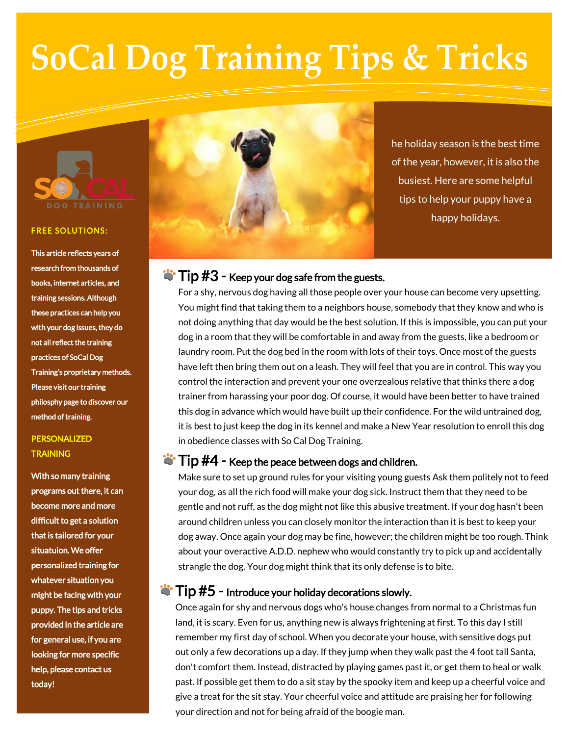# SoCal Dog Training Tips & Tricks

he holiday season is the best time of the year, however, it is also the busiest. Here are some helpful tips to help your puppy have a happy holidays.

## Tip #3 - Keep your dog safe from the guests.

For a shy, nervous dog having all those people over your house can become very upsetting. You might find that taking them to a neighbors house, somebody that they know and who is not doing anything that day would be the best solution. If this is impossible, you can put your dog in a room that they will be comfortable in and away from the guests, like a bedroom or laundry room. Put the dog bed in the room with lots of their toys. Once most of the guests have left then bring them out on a leash. They will feel that you are in control. This way you control the interaction and prevent your one overzealous relative that thinks there a dog trainer from harassing your poor dog. Of course, it would have been better to have trained this dog in advance which would have built up their confidence. For the wild untrained dog, it is best to just keep the dog in its kennel and make a New Year resolution to enroll this dog in obedience classes with So Cal Dog Training.

## Tip #4 - Keep the peace between dogs and children.

Make sure to set up ground rules for your visiting young guests Ask them politely not to feed your dog, as all the rich food will make your dog sick. Instruct them that they need to be gentle and not ruff, as the dog might not like this abusive treatment. If your dog hasn't been around children unless you can closely monitor the interaction than it is best to keep your dog away. Once again your dog may be fine, however; the children might be too rough. Think about your overactive A.D.D. nephew who would constantly try to pick up and accidentally strangle the dog. Your dog might think that its only defense is to bite.

## Tip #5 - Introduce your holiday decorations slowly.

Once again for shy and nervous dogs who's house changes from normal to a Christmas fun land, it is scary. Even for us, anything new is always frightening at first. To this day I still remember my first day of school. When you decorate your house, with sensitive dogs put out only a few decorations up a day. If they jump when they walk past the 4 foot tall Santa, don't comfort them. Instead, distracted by playing games past it, or get them to heal or walk past. If possible get them to do a sit stay by the spooky item and keep up a cheerful voice and give a treat for the sit stay. Your cheerful voice and attitude are praising her for following your direction and not for being afraid of the boogie man.

---

SO CAL DOG TRAINING

**FREE SOLUTIONS:**

This article reflects years of research from thousands of books, internet articles, and training sessions. Although these practices can help you with your dog issues, they do not all reflect the training practices of SoCal Dog Training's proprietary methods. Please visit our training philosphy page to discover our method of training.

**PERSONALIZED TRAINING**

With so many training programs out there, it can become more and more difficult to get a solution that is tailored for your situatuion. We offer personalized training for whatever situation you might be facing with your puppy. The tips and tricks provided in the article are for general use, if you are looking for more specific help, please contact us today!